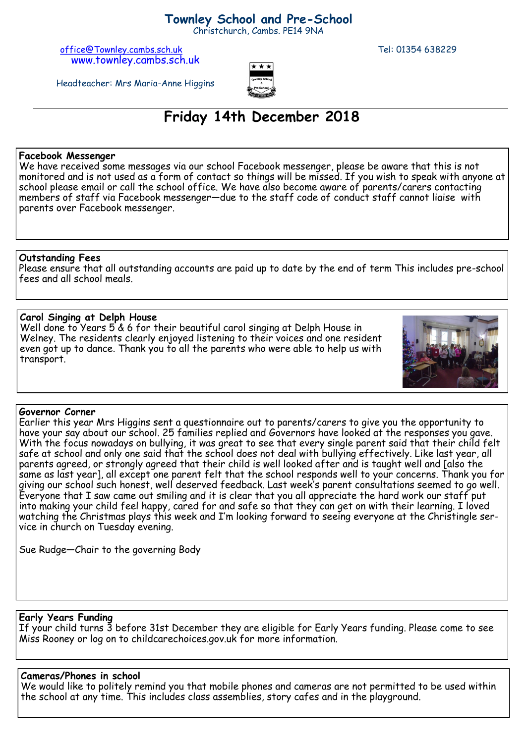# Townley School and Pre-School

Christchurch, Cambs. PE14 9NA

office@Townley.cambs.sch.uk
www.townley.cambs.sch.uk

Tel: 01354 638229

Headteacher: Mrs Maria-Anne Higgins

## Friday 14th December 2018

### Facebook Messenger

We have received some messages via our school Facebook messenger, please be aware that this is not monitored and is not used as a form of contact so things will be missed. If you wish to speak with anyone at school please email or call the school office. We have also become aware of parents/carers contacting members of staff via Facebook messenger—due to the staff code of conduct staff cannot liaise with parents over Facebook messenger.

### Outstanding Fees

Please ensure that all outstanding accounts are paid up to date by the end of term This includes pre-school fees and all school meals.

### Carol Singing at Delph House

Well done to Years 5 & 6 for their beautiful carol singing at Delph House in Welney. The residents clearly enjoyed listening to their voices and one resident even got up to dance. Thank you to all the parents who were able to help us with transport.

### Governor Corner

Earlier this year Mrs Higgins sent a questionnaire out to parents/carers to give you the opportunity to have your say about our school. 25 families replied and Governors have looked at the responses you gave. With the focus nowadays on bullying, it was great to see that every single parent said that their child felt safe at school and only one said that the school does not deal with bullying effectively. Like last year, all parents agreed, or strongly agreed that their child is well looked after and is taught well and [also the same as last year], all except one parent felt that the school responds well to your concerns. Thank you for giving our school such honest, well deserved feedback. Last week's parent consultations seemed to go well. Everyone that I saw came out smiling and it is clear that you all appreciate the hard work our staff put into making your child feel happy, cared for and safe so that they can get on with their learning. I loved watching the Christmas plays this week and I'm looking forward to seeing everyone at the Christingle service in church on Tuesday evening.

Sue Rudge—Chair to the governing Body

### Early Years Funding

If your child turns 3 before 31st December they are eligible for Early Years funding. Please come to see Miss Rooney or log on to childcarechoices.gov.uk for more information.

### Cameras/Phones in school

We would like to politely remind you that mobile phones and cameras are not permitted to be used within the school at any time. This includes class assemblies, story cafes and in the playground.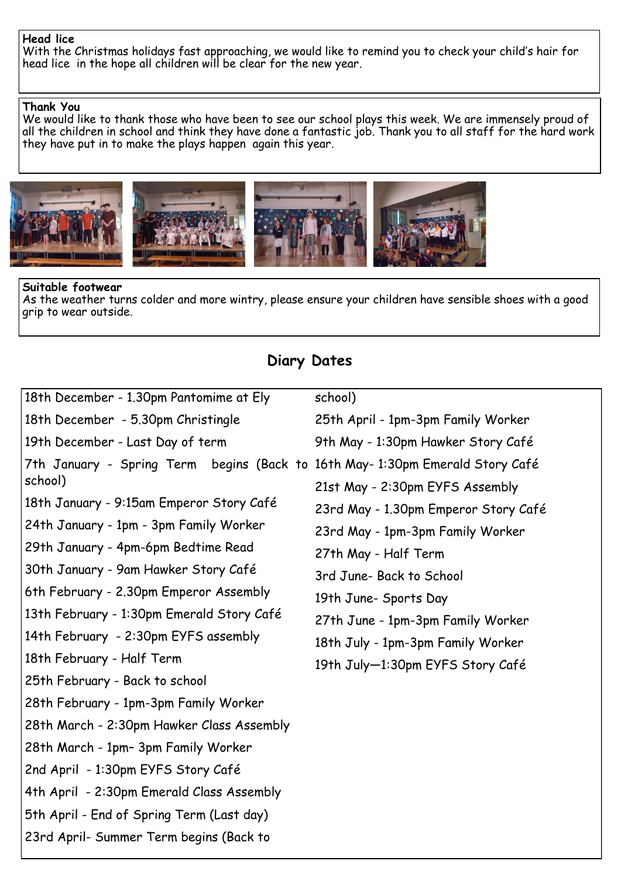**Head lice**
With the Christmas holidays fast approaching, we would like to remind you to check your child's hair for head lice in the hope all children will be clear for the new year.

**Thank You**
We would like to thank those who have been to see our school plays this week. We are immensely proud of all the children in school and think they have done a fantastic job. Thank you to all staff for the hard work they have put in to make the plays happen again this year.

**Suitable footwear**
As the weather turns colder and more wintry, please ensure your children have sensible shoes with a good grip to wear outside.

## Diary Dates

18th December - 1.30pm Pantomime at Ely
18th December - 5.30pm Christingle
19th December - Last Day of term
7th January - Spring Term begins (Back to school)
18th January - 9:15am Emperor Story Café
24th January - 1pm - 3pm Family Worker
29th January - 4pm-6pm Bedtime Read
30th January - 9am Hawker Story Café
6th February - 2.30pm Emperor Assembly
13th February - 1:30pm Emerald Story Café
14th February - 2:30pm EYFS assembly
18th February - Half Term
25th February - Back to school
28th February - 1pm-3pm Family Worker
28th March - 2:30pm Hawker Class Assembly
28th March - 1pm– 3pm Family Worker
2nd April - 1:30pm EYFS Story Café
4th April - 2:30pm Emerald Class Assembly
5th April - End of Spring Term (Last day)
23rd April- Summer Term begins (Back to school)
25th April - 1pm-3pm Family Worker
9th May - 1:30pm Hawker Story Café
16th May- 1:30pm Emerald Story Café
21st May - 2:30pm EYFS Assembly
23rd May - 1.30pm Emperor Story Café
23rd May - 1pm-3pm Family Worker
27th May - Half Term
3rd June- Back to School
19th June- Sports Day
27th June - 1pm-3pm Family Worker
18th July - 1pm-3pm Family Worker
19th July—1:30pm EYFS Story Café